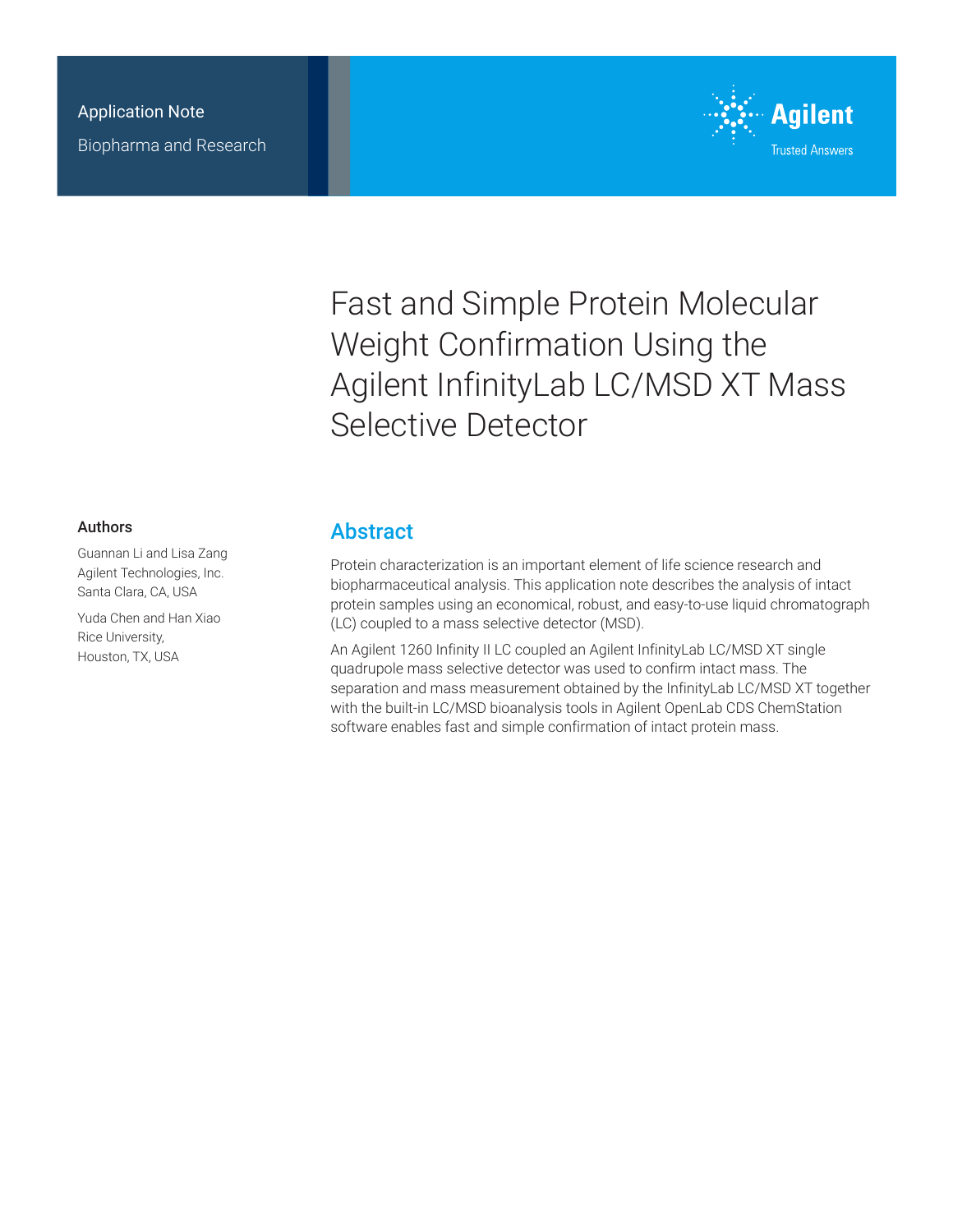Application Note

Biopharma and Research

# Fast and Simple Protein Molecular Weight Confirmation Using the Agilent InfinityLab LC/MSD XT Mass Selective Detector

## Authors

Guannan Li and Lisa Zang
Agilent Technologies, Inc.
Santa Clara, CA, USA

Yuda Chen and Han Xiao
Rice University,
Houston, TX, USA

## Abstract

Protein characterization is an important element of life science research and biopharmaceutical analysis. This application note describes the analysis of intact protein samples using an economical, robust, and easy-to-use liquid chromatograph (LC) coupled to a mass selective detector (MSD).

An Agilent 1260 Infinity II LC coupled an Agilent InfinityLab LC/MSD XT single quadrupole mass selective detector was used to confirm intact mass. The separation and mass measurement obtained by the InfinityLab LC/MSD XT together with the built-in LC/MSD bioanalysis tools in Agilent OpenLab CDS ChemStation software enables fast and simple confirmation of intact protein mass.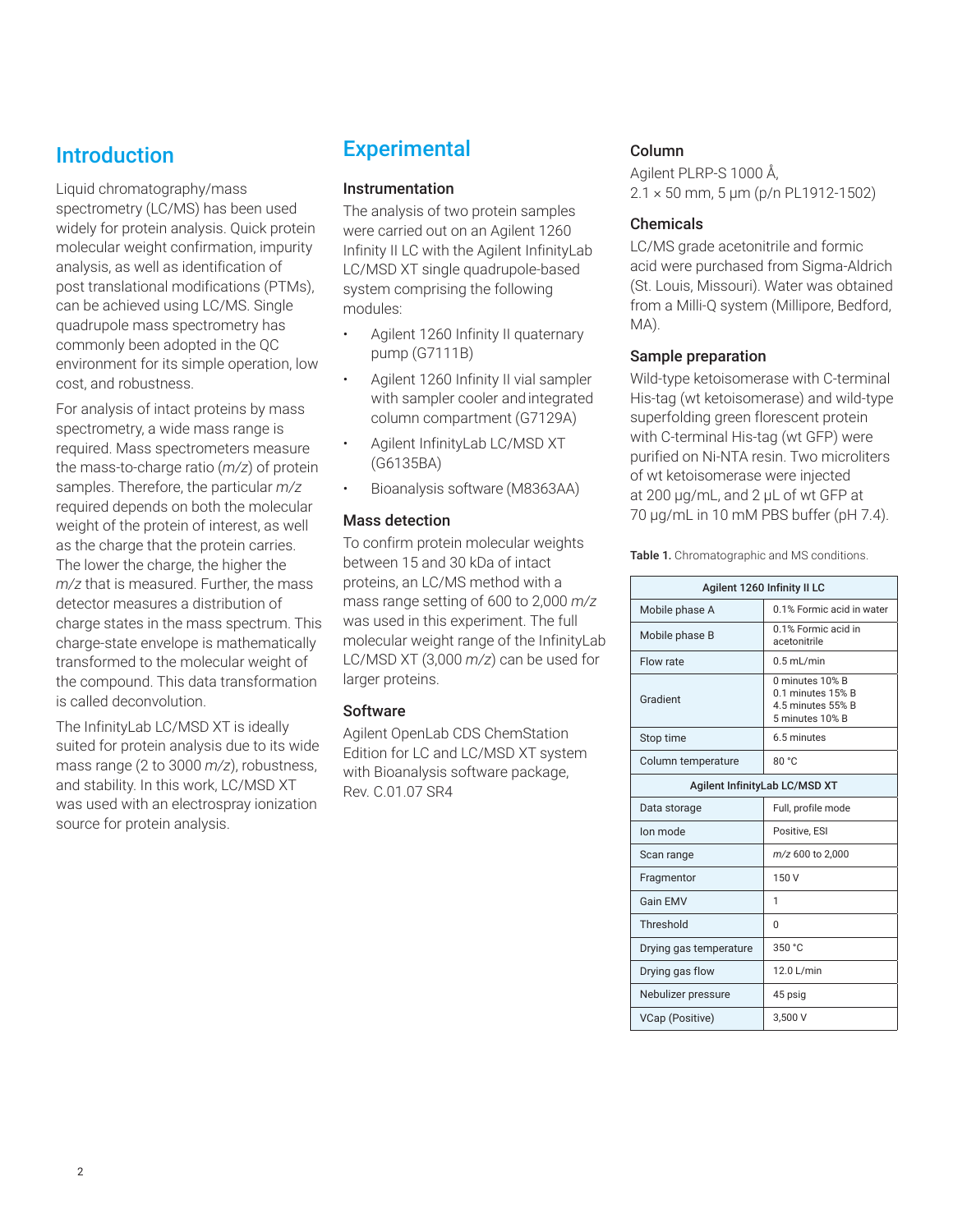## Introduction

Liquid chromatography/mass spectrometry (LC/MS) has been used widely for protein analysis. Quick protein molecular weight confirmation, impurity analysis, as well as identification of post translational modifications (PTMs), can be achieved using LC/MS. Single quadrupole mass spectrometry has commonly been adopted in the QC environment for its simple operation, low cost, and robustness.

For analysis of intact proteins by mass spectrometry, a wide mass range is required. Mass spectrometers measure the mass-to-charge ratio (*m/z*) of protein samples. Therefore, the particular *m/z* required depends on both the molecular weight of the protein of interest, as well as the charge that the protein carries. The lower the charge, the higher the *m/z* that is measured. Further, the mass detector measures a distribution of charge states in the mass spectrum. This charge-state envelope is mathematically transformed to the molecular weight of the compound. This data transformation is called deconvolution.

The InfinityLab LC/MSD XT is ideally suited for protein analysis due to its wide mass range (2 to 3000 *m/z*), robustness, and stability. In this work, LC/MSD XT was used with an electrospray ionization source for protein analysis.

## Experimental

### Instrumentation

The analysis of two protein samples were carried out on an Agilent 1260 Infinity II LC with the Agilent InfinityLab LC/MSD XT single quadrupole-based system comprising the following modules:

- Agilent 1260 Infinity II quaternary pump (G7111B)
- Agilent 1260 Infinity II vial sampler with sampler cooler and integrated column compartment (G7129A)
- Agilent InfinityLab LC/MSD XT (G6135BA)
- Bioanalysis software (M8363AA)

### Mass detection

To confirm protein molecular weights between 15 and 30 kDa of intact proteins, an LC/MS method with a mass range setting of 600 to 2,000 *m/z* was used in this experiment. The full molecular weight range of the InfinityLab LC/MSD XT (3,000 *m/z*) can be used for larger proteins.

### Software

Agilent OpenLab CDS ChemStation Edition for LC and LC/MSD XT system with Bioanalysis software package, Rev. C.01.07 SR4

### Column

Agilent PLRP-S 1000 Å, 2.1 × 50 mm, 5 µm (p/n PL1912-1502)

### Chemicals

LC/MS grade acetonitrile and formic acid were purchased from Sigma-Aldrich (St. Louis, Missouri). Water was obtained from a Milli-Q system (Millipore, Bedford, MA).

### Sample preparation

Wild-type ketoisomerase with C-terminal His-tag (wt ketoisomerase) and wild-type superfolding green florescent protein with C-terminal His-tag (wt GFP) were purified on Ni-NTA resin. Two microliters of wt ketoisomerase were injected at 200 µg/mL, and 2 µL of wt GFP at 70 µg/mL in 10 mM PBS buffer (pH 7.4).

**Table 1.** Chromatographic and MS conditions.

| Agilent 1260 Infinity II LC | |
|---|---|
| Mobile phase A | 0.1% Formic acid in water |
| Mobile phase B | 0.1% Formic acid in acetonitrile |
| Flow rate | 0.5 mL/min |
| Gradient | 0 minutes 10% B<br>0.1 minutes 15% B<br>4.5 minutes 55% B<br>5 minutes 10% B |
| Stop time | 6.5 minutes |
| Column temperature | 80 °C |
| **Agilent InfinityLab LC/MSD XT** | |
| Data storage | Full, profile mode |
| Ion mode | Positive, ESI |
| Scan range | *m/z* 600 to 2,000 |
| Fragmentor | 150 V |
| Gain EMV | 1 |
| Threshold | 0 |
| Drying gas temperature | 350 °C |
| Drying gas flow | 12.0 L/min |
| Nebulizer pressure | 45 psig |
| VCap (Positive) | 3,500 V |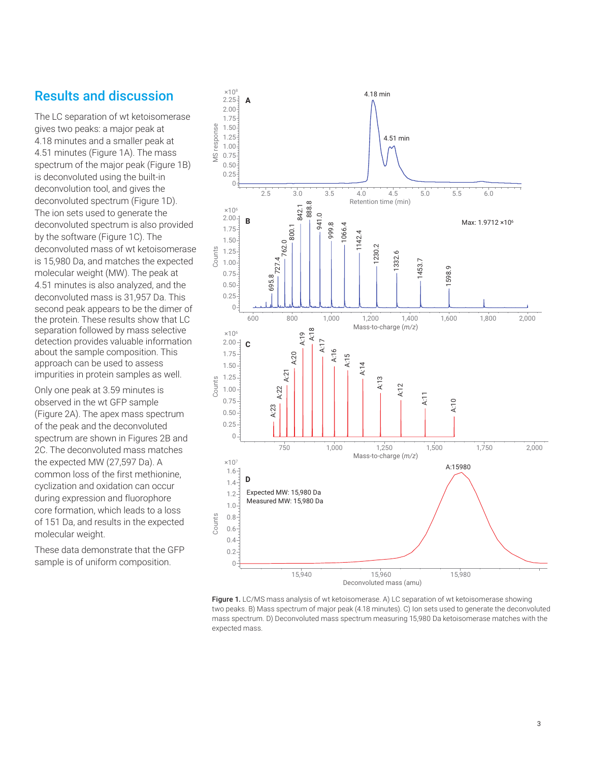## Results and discussion

The LC separation of wt ketoisomerase gives two peaks: a major peak at 4.18 minutes and a smaller peak at 4.51 minutes (Figure 1A). The mass spectrum of the major peak (Figure 1B) is deconvoluted using the built-in deconvolution tool, and gives the deconvoluted spectrum (Figure 1D). The ion sets used to generate the deconvoluted spectrum is also provided by the software (Figure 1C). The deconvoluted mass of wt ketoisomerase is 15,980 Da, and matches the expected molecular weight (MW). The peak at 4.51 minutes is also analyzed, and the deconvoluted mass is 31,957 Da. This second peak appears to be the dimer of the protein. These results show that LC separation followed by mass selective detection provides valuable information about the sample composition. This approach can be used to assess impurities in protein samples as well.

Only one peak at 3.59 minutes is observed in the wt GFP sample (Figure 2A). The apex mass spectrum of the peak and the deconvoluted spectrum are shown in Figures 2B and 2C. The deconvoluted mass matches the expected MW (27,597 Da). A common loss of the first methionine, cyclization and oxidation can occur during expression and fluorophore core formation, which leads to a loss of 151 Da, and results in the expected molecular weight.

These data demonstrate that the GFP sample is of uniform composition.

**Figure 1.** LC/MS mass analysis of wt ketoisomerase. A) LC separation of wt ketoisomerase showing two peaks. B) Mass spectrum of major peak (4.18 minutes). C) Ion sets used to generate the deconvoluted mass spectrum. D) Deconvoluted mass spectrum measuring 15,980 Da ketoisomerase matches with the expected mass.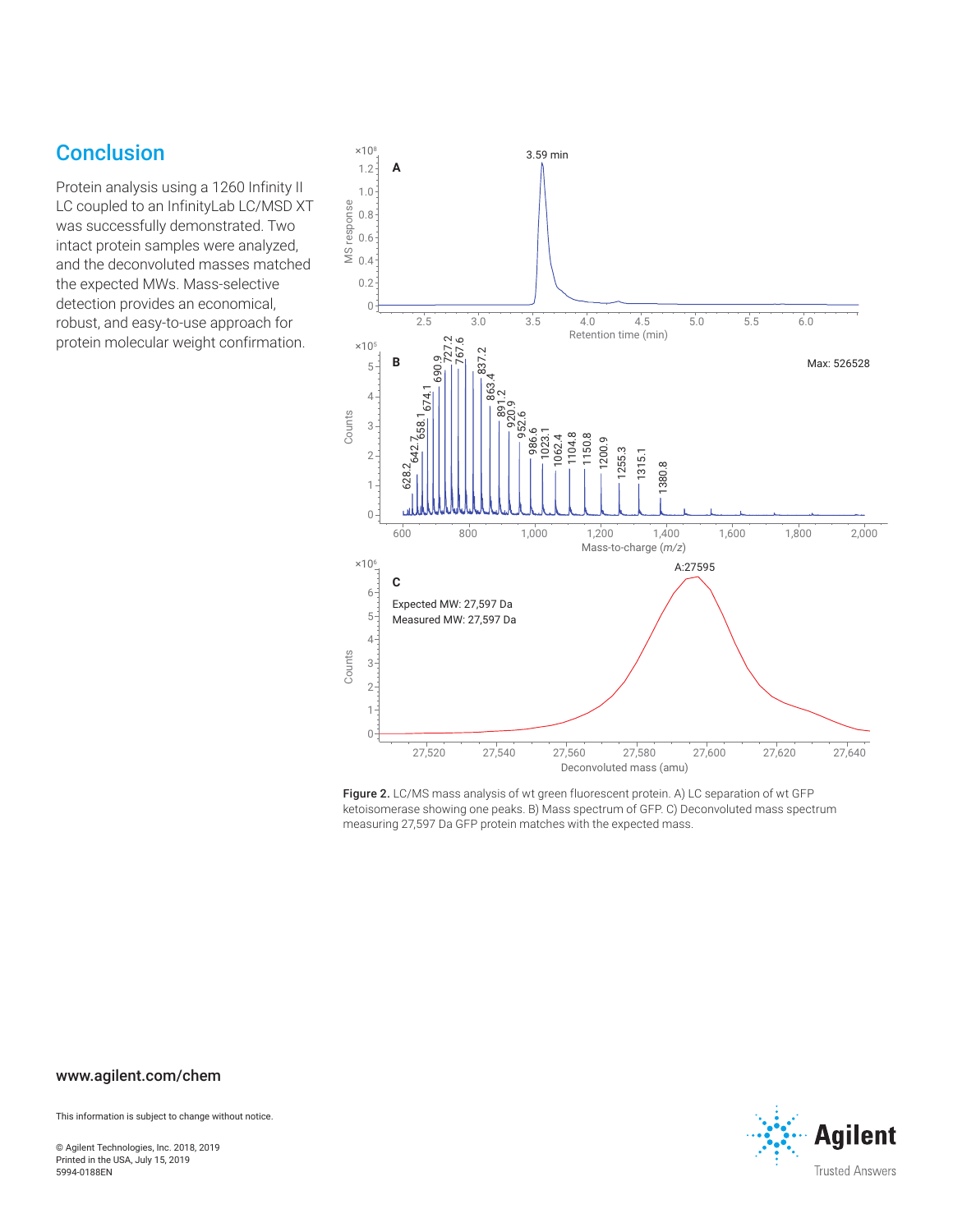## Conclusion

Protein analysis using a 1260 Infinity II LC coupled to an InfinityLab LC/MSD XT was successfully demonstrated. Two intact protein samples were analyzed, and the deconvoluted masses matched the expected MWs. Mass-selective detection provides an economical, robust, and easy-to-use approach for protein molecular weight confirmation.

A

×10⁸

MS response

3.59 min

Retention time (min)

B

×10⁵

Counts

Max: 526528

628.2
642.7
658.1
674.1
690.9
727.2
767.6
837.2
863.4
891.2
920.9
952.6
986.6
1023.1
1062.4
1104.8
1150.8
1200.9
1255.3
1315.1
1380.8

Mass-to-charge (m/z)

C

×10⁶

Counts

A:27595

Expected MW: 27,597 Da
Measured MW: 27,597 Da

Deconvoluted mass (amu)

**Figure 2.** LC/MS mass analysis of wt green fluorescent protein. A) LC separation of wt GFP ketoisomerase showing one peaks. B) Mass spectrum of GFP. C) Deconvoluted mass spectrum measuring 27,597 Da GFP protein matches with the expected mass.

**www.agilent.com/chem**

This information is subject to change without notice.

© Agilent Technologies, Inc. 2018, 2019
Printed in the USA, July 15, 2019
5994-0188EN